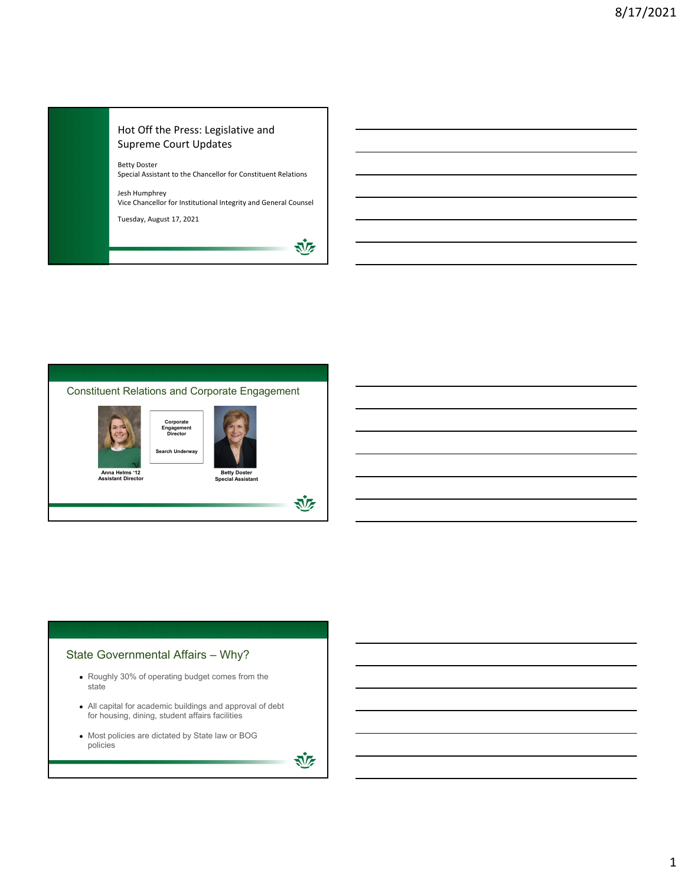## Hot Off the Press: Legislative and Supreme Court Updates

Betty Doster
Special Assistant to the Chancellor for Constituent Relations

Jesh Humphrey
Vice Chancellor for Institutional Integrity and General Counsel

Tuesday, August 17, 2021

## Constituent Relations and Corporate Engagement

**Anna Helms '12**
**Assistant Director**

**Corporate Engagement Director**

**Search Underway**

**Betty Doster**
**Special Assistant**

## State Governmental Affairs – Why?

- Roughly 30% of operating budget comes from the state
- All capital for academic buildings and approval of debt for housing, dining, student affairs facilities
- Most policies are dictated by State law or BOG policies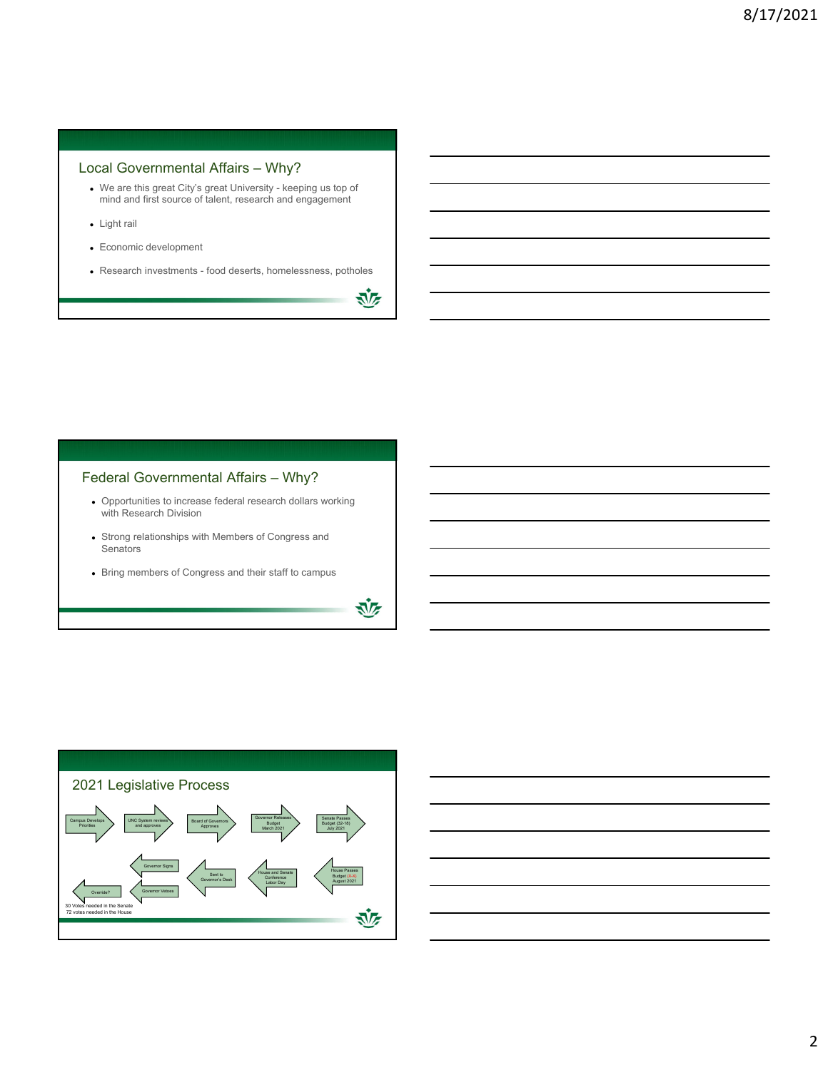## Local Governmental Affairs – Why?

- We are this great City's great University - keeping us top of mind and first source of talent, research and engagement
- Light rail
- Economic development
- Research investments - food deserts, homelessness, potholes

## Federal Governmental Affairs – Why?

- Opportunities to increase federal research dollars working with Research Division
- Strong relationships with Members of Congress and Senators
- Bring members of Congress and their staff to campus

## 2021 Legislative Process

Campus Develops Priorities → UNC System reviews and approves → Board of Governors Approves → Governor Releases Budget March 2021 → Senate Passes Budget (32-18) July 2021 → House Passes Budget (X-X) August 2021 → House and Senate Conference Labor Day → Sent to Governor's Desk → Governor Signs / Governor Vetoes → Override?

30 Votes needed in the Senate
72 votes needed in the House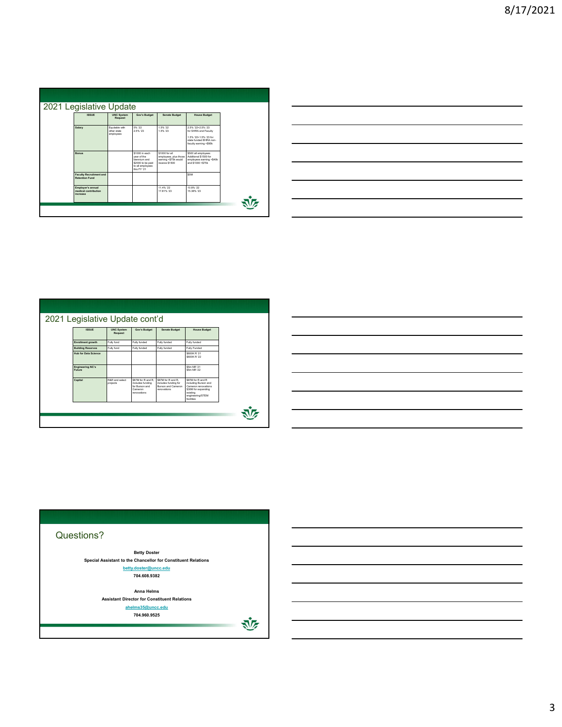## 2021 Legislative Update

| ISSUE | UNC System Request | Gov's Budget | Senate Budget | House Budget |
|---|---|---|---|---|
| Salary | Equitable with other state employees | 5% '22<br>2.5% '23 | 1.5% '22<br>1.5% '23 | 2.5% '22+2.5% '23 for SHRA and Faculty<br><br>1.5% '22+1.5% '23 for state funded EHRA non-faculty earning <$95k |
| Bonus | | $1000 in each year of the biennium and $2000 to be paid to all employees this FY '21 | $1000 for all employees, plus those earning <$75k would receive $1500 | $500 all employees Additional $1500 for employees earning <$40k and $1000 <$75k |
| Faculty Recruitment and Retention Fund | | | | $5M |
| Employer's annual medical contribution increase | | | 11.4% '22<br>17.81% '23 | 10.8% '22<br>15.36% '23 |

## 2021 Legislative Update cont'd

| ISSUE | UNC System Request | Gov's Budget | Senate Budget | House Budget |
|---|---|---|---|---|
| Enrollment growth | Fully fund | Fully funded | Fully funded | Fully funded |
| Building Reserves | Fully fund | Fully funded | Fully funded | Fully Funded |
| Hub for Data Science | | | | $600K R '21<br>$600K R '22 |
| Engineering NC's Future | | | | $5m NR '21<br>$5m NR '22 |
| Capital | R&R and select projects | $87M for R and R, includes funding for Burson and Cameron renovations | $87M for R and R, includes funding for Burson and Cameron renovations | $87M for R and R including Burson and Cameron renovations $30M for expanding existing engineering/STEM facilities |

## Questions?

**Betty Doster**
**Special Assistant to the Chancellor for Constituent Relations**
**betty.doster@uncc.edu**
**704.608.9382**

**Anna Helms**
**Assistant Director for Constituent Relations**
**ahelms35@uncc.edu**
**704.960.9525**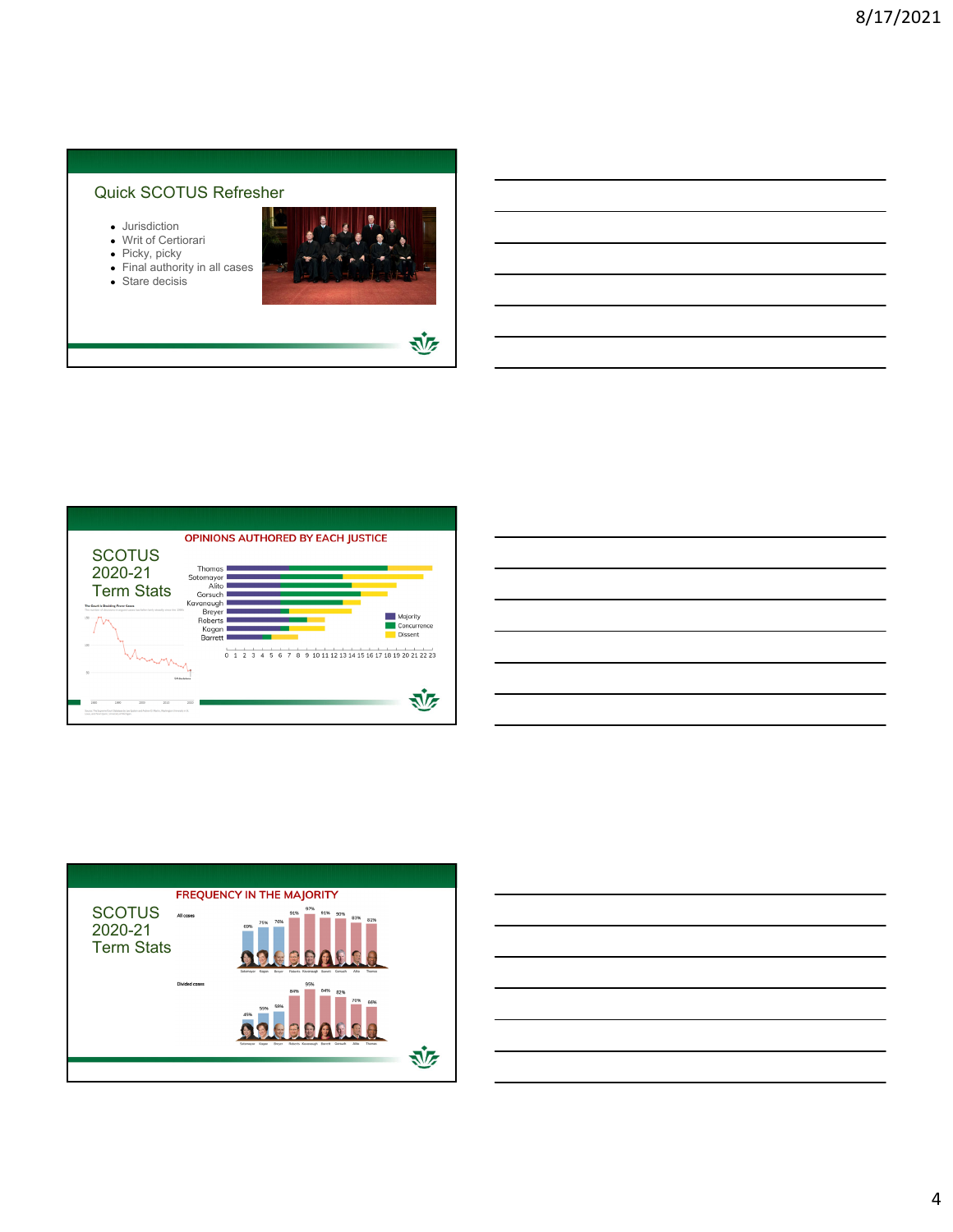## Quick SCOTUS Refresher

- Jurisdiction
- Writ of Certiorari
- Picky, picky
- Final authority in all cases
- Stare decisis

## SCOTUS 2020-21 Term Stats

**OPINIONS AUTHORED BY EACH JUSTICE**

Thomas, Sotomayor, Alito, Gorsuch, Kavanaugh, Breyer, Roberts, Kagan, Barrett

Majority · Concurrence · Dissent

0 1 2 3 4 5 6 7 8 9 10 11 12 13 14 15 16 17 18 19 20 21 22 23

## SCOTUS 2020-21 Term Stats

**FREQUENCY IN THE MAJORITY**

All cases

| Sotomayor | Kagan | Breyer | Roberts | Kavanaugh | Barrett | Gorsuch | Alito | Thomas |
|---|---|---|---|---|---|---|---|---|
| 69% | 75% | 76% | 91% | 97% | 91% | 90% | 83% | 83% |

Divided cases

| Sotomayor | Kagan | Breyer | Roberts | Kavanaugh | Barrett | Gorsuch | Alito | Thomas |
|---|---|---|---|---|---|---|---|---|
| 45% | 55% | 58% | 84% | 95% | 84% | 82% | 70% | 66% |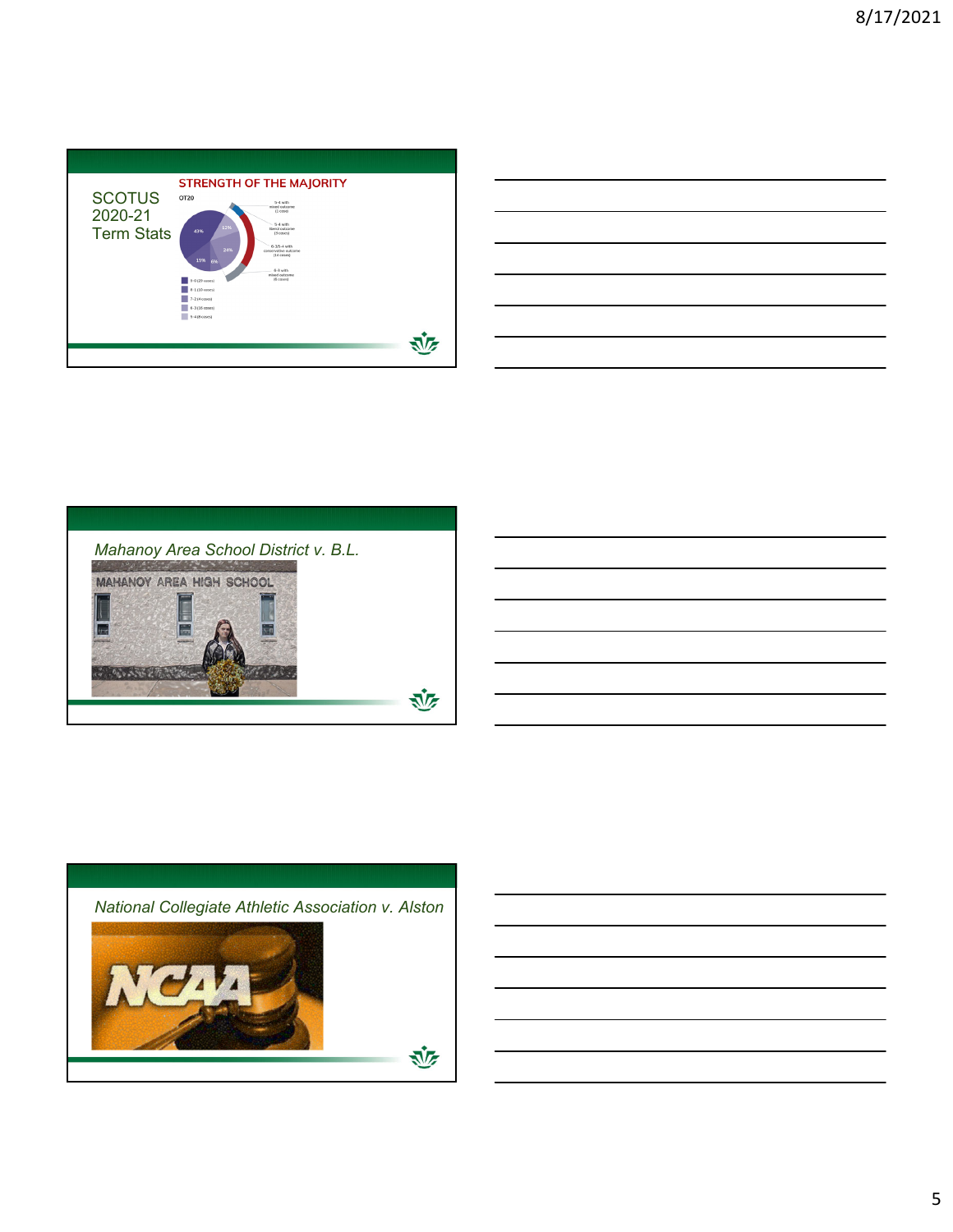## SCOTUS 2020-21 Term Stats

STRENGTH OF THE MAJORITY

OT20

- 9-0 (29 cases)
- 8-1 (10 cases)
- 7-2 (4 cases)
- 6-3 (16 cases)
- 5-4 (8 cases)

5-4 with mixed outcome (1 case)

5-4 with liberal outcome (3 cases)

6-3/5-4 with conservative outcome (14 cases)

6-3 with mixed outcome (6 cases)

43% · 12% · 24% · 15% · 6%

## *Mahanoy Area School District v. B.L.*

MAHANOY AREA HIGH SCHOOL

## *National Collegiate Athletic Association v. Alston*

NCAA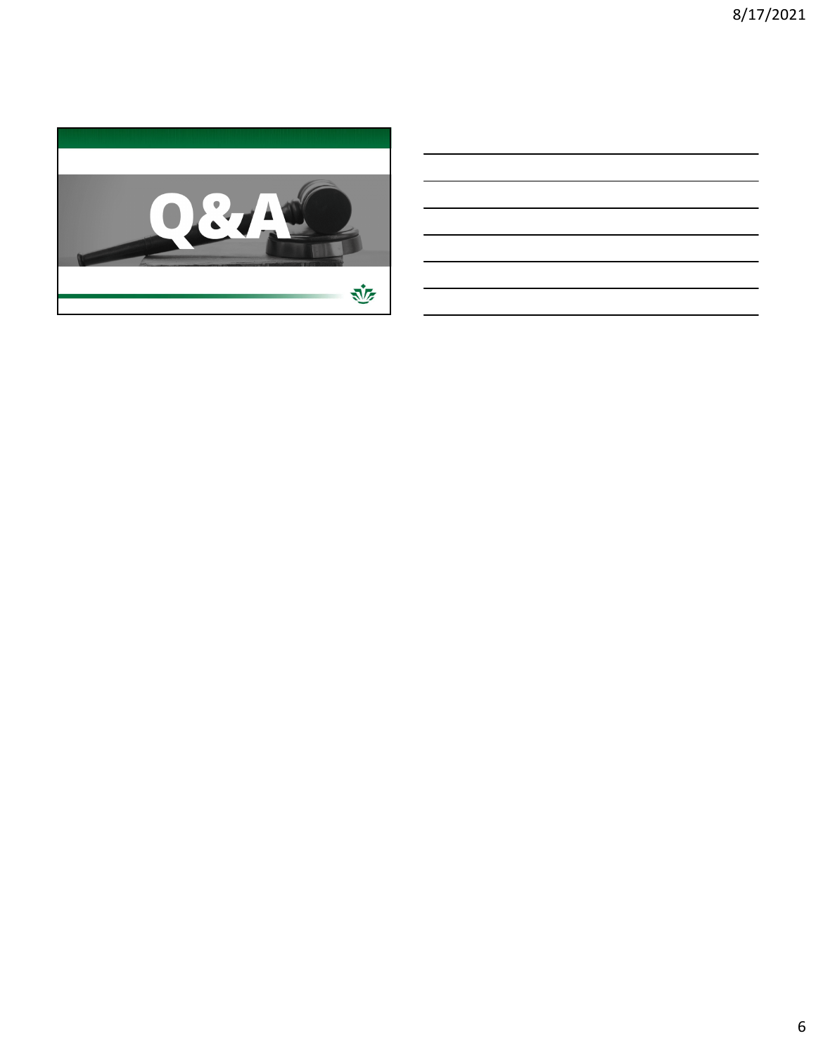# Q&A